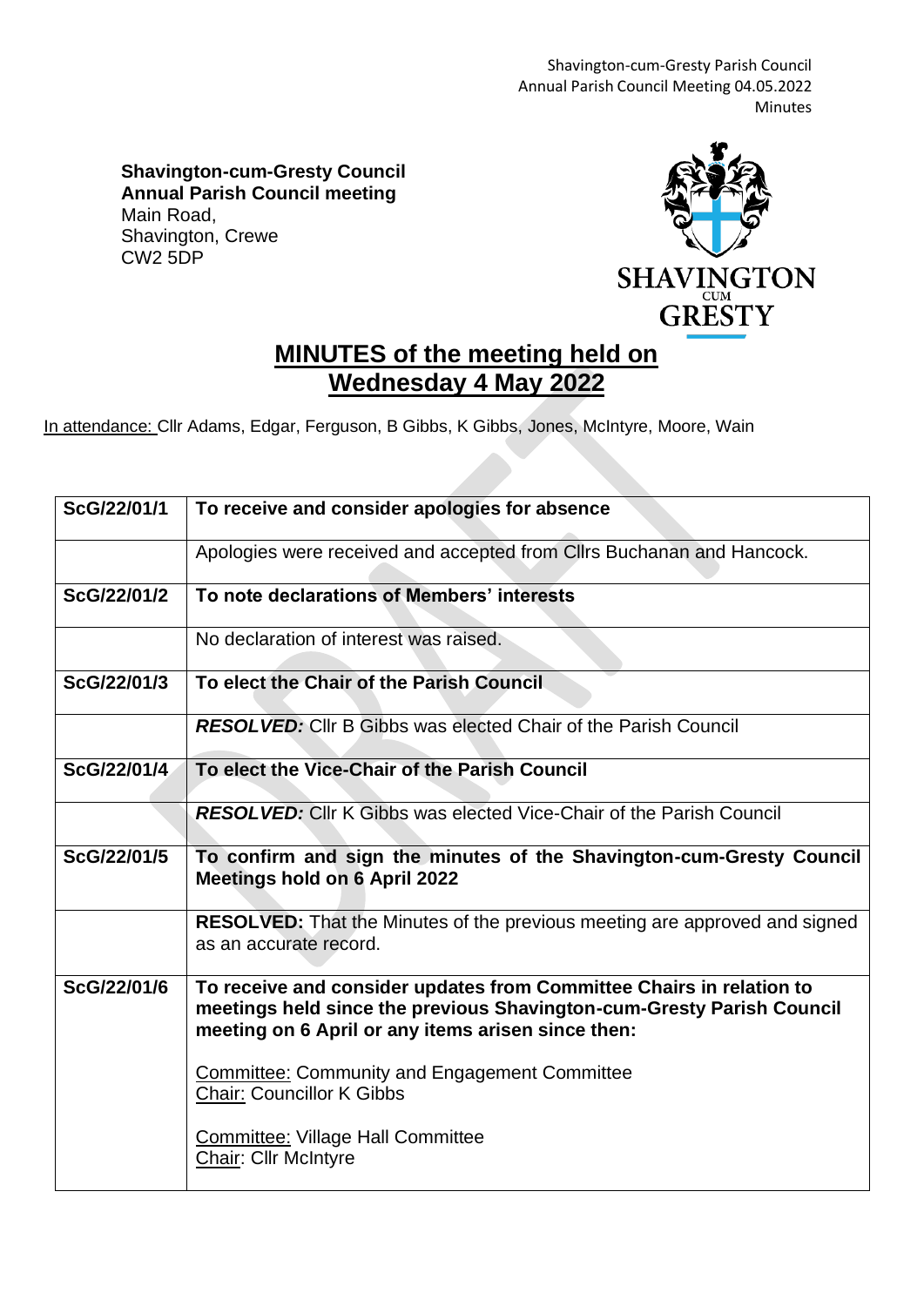**Shavington-cum-Gresty Council**
**Annual Parish Council meeting**
Main Road,
Shavington, Crewe
CW2 5DP

# MINUTES of the meeting held on Wednesday 4 May 2022

In attendance: Cllr Adams, Edgar, Ferguson, B Gibbs, K Gibbs, Jones, McIntyre, Moore, Wain

| | |
|---|---|
| **ScG/22/01/1** | **To receive and consider apologies for absence** |
| | Apologies were received and accepted from Cllrs Buchanan and Hancock. |
| **ScG/22/01/2** | **To note declarations of Members' interests** |
| | No declaration of interest was raised. |
| **ScG/22/01/3** | **To elect the Chair of the Parish Council** |
| | ***RESOLVED:*** Cllr B Gibbs was elected Chair of the Parish Council |
| **ScG/22/01/4** | **To elect the Vice-Chair of the Parish Council** |
| | ***RESOLVED:*** Cllr K Gibbs was elected Vice-Chair of the Parish Council |
| **ScG/22/01/5** | **To confirm and sign the minutes of the Shavington-cum-Gresty Council Meetings hold on 6 April 2022** |
| | **RESOLVED:** That the Minutes of the previous meeting are approved and signed as an accurate record. |
| **ScG/22/01/6** | **To receive and consider updates from Committee Chairs in relation to meetings held since the previous Shavington-cum-Gresty Parish Council meeting on 6 April or any items arisen since then:**<br><br>Committee: Community and Engagement Committee<br>Chair: Councillor K Gibbs<br><br>Committee: Village Hall Committee<br>Chair: Cllr McIntyre |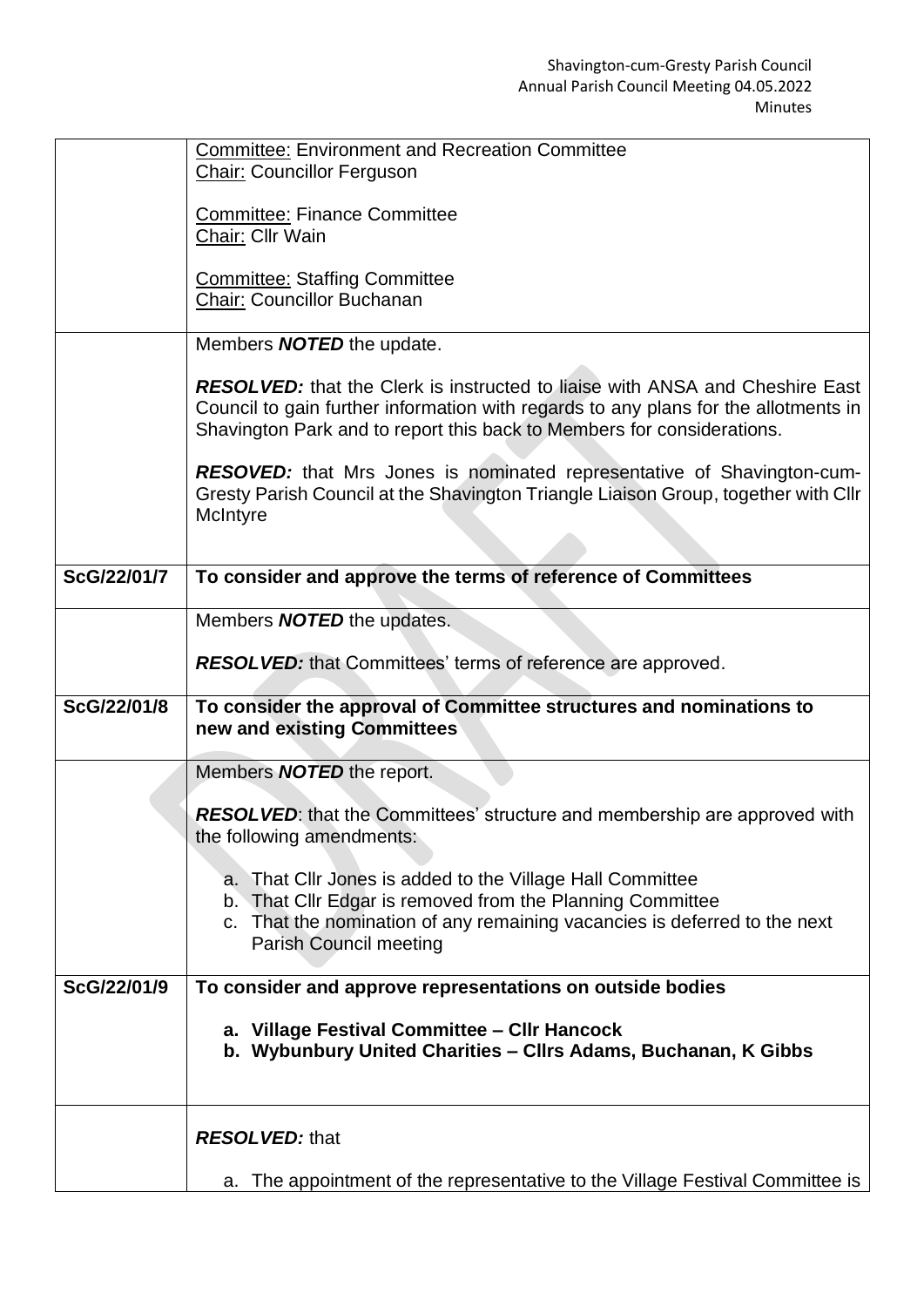| | |
|---|---|
| | Committee: Environment and Recreation Committee<br>Chair: Councillor Ferguson<br><br>Committee: Finance Committee<br>Chair: Cllr Wain<br><br>Committee: Staffing Committee<br>Chair: Councillor Buchanan |
| | Members ***NOTED*** the update.<br><br>***RESOLVED:*** that the Clerk is instructed to liaise with ANSA and Cheshire East Council to gain further information with regards to any plans for the allotments in Shavington Park and to report this back to Members for considerations.<br><br>***RESOVED:*** that Mrs Jones is nominated representative of Shavington-cum-Gresty Parish Council at the Shavington Triangle Liaison Group, together with Cllr McIntyre |
| **ScG/22/01/7** | **To consider and approve the terms of reference of Committees** |
| | Members ***NOTED*** the updates.<br><br>***RESOLVED:*** that Committees' terms of reference are approved. |
| **ScG/22/01/8** | **To consider the approval of Committee structures and nominations to new and existing Committees** |
| | Members ***NOTED*** the report.<br><br>***RESOLVED***: that the Committees' structure and membership are approved with the following amendments:<br><br>a. That Cllr Jones is added to the Village Hall Committee<br>b. That Cllr Edgar is removed from the Planning Committee<br>c. That the nomination of any remaining vacancies is deferred to the next Parish Council meeting |
| **ScG/22/01/9** | **To consider and approve representations on outside bodies**<br><br>**a. Village Festival Committee – Cllr Hancock**<br>**b. Wybunbury United Charities – Cllrs Adams, Buchanan, K Gibbs** |
| | ***RESOLVED:*** that<br><br>a. The appointment of the representative to the Village Festival Committee is |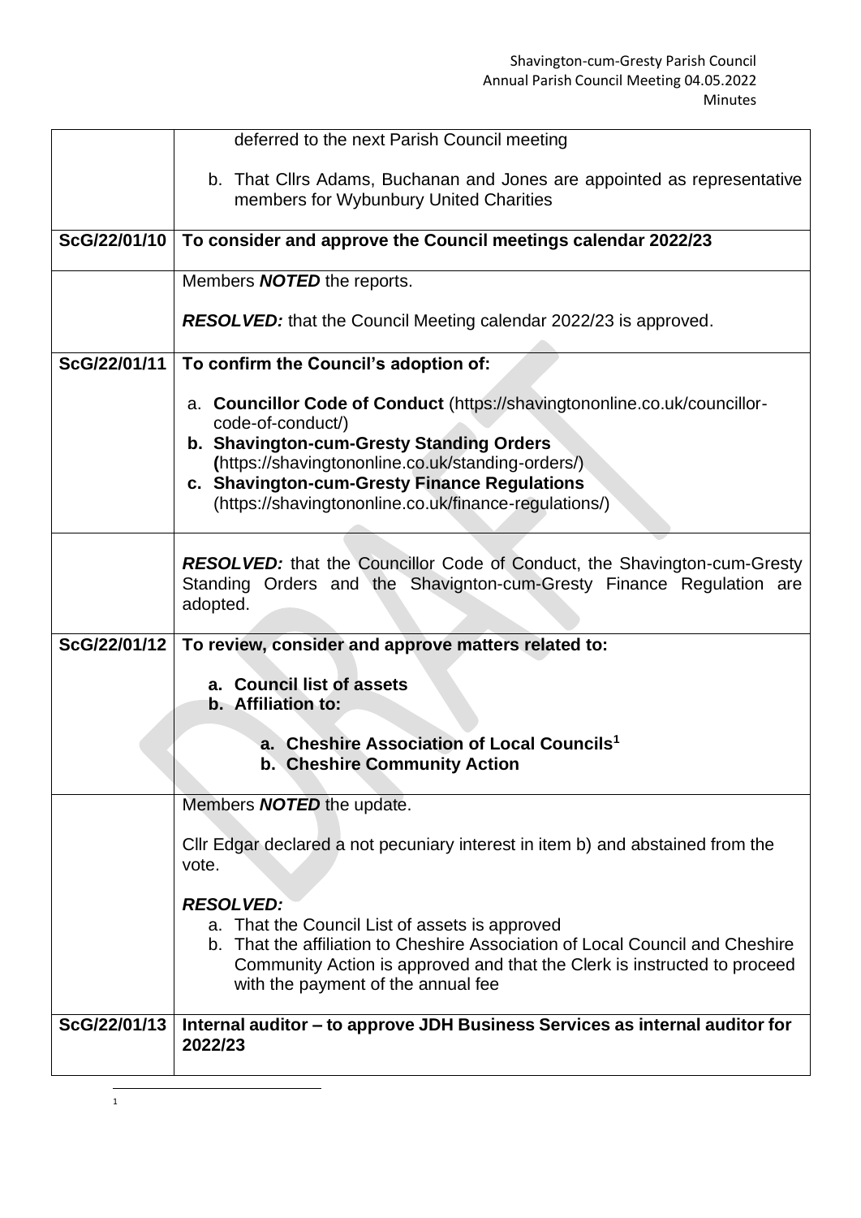| | |
|---|---|
| | deferred to the next Parish Council meeting<br><br>b. That Cllrs Adams, Buchanan and Jones are appointed as representative members for Wybunbury United Charities |
| **ScG/22/01/10** | **To consider and approve the Council meetings calendar 2022/23** |
| | Members ***NOTED*** the reports.<br><br>***RESOLVED:*** that the Council Meeting calendar 2022/23 is approved. |
| **ScG/22/01/11** | **To confirm the Council's adoption of:**<br><br>a. **Councillor Code of Conduct** (https://shavingtononline.co.uk/councillor-code-of-conduct/)<br>b. **Shavington-cum-Gresty Standing Orders (**https://shavingtononline.co.uk/standing-orders/)<br>c. **Shavington-cum-Gresty Finance Regulations** (https://shavingtononline.co.uk/finance-regulations/) |
| | ***RESOLVED:*** that the Councillor Code of Conduct, the Shavington-cum-Gresty Standing Orders and the Shavignton-cum-Gresty Finance Regulation are adopted. |
| **ScG/22/01/12** | **To review, consider and approve matters related to:**<br><br>a. **Council list of assets**<br>b. **Affiliation to:**<br><br>a. **Cheshire Association of Local Councils[1]**<br>b. **Cheshire Community Action** |
| | Members ***NOTED*** the update.<br><br>Cllr Edgar declared a not pecuniary interest in item b) and abstained from the vote.<br><br>***RESOLVED:***<br>a. That the Council List of assets is approved<br>b. That the affiliation to Cheshire Association of Local Council and Cheshire Community Action is approved and that the Clerk is instructed to proceed with the payment of the annual fee |
| **ScG/22/01/13** | **Internal auditor – to approve JDH Business Services as internal auditor for 2022/23** |

[1]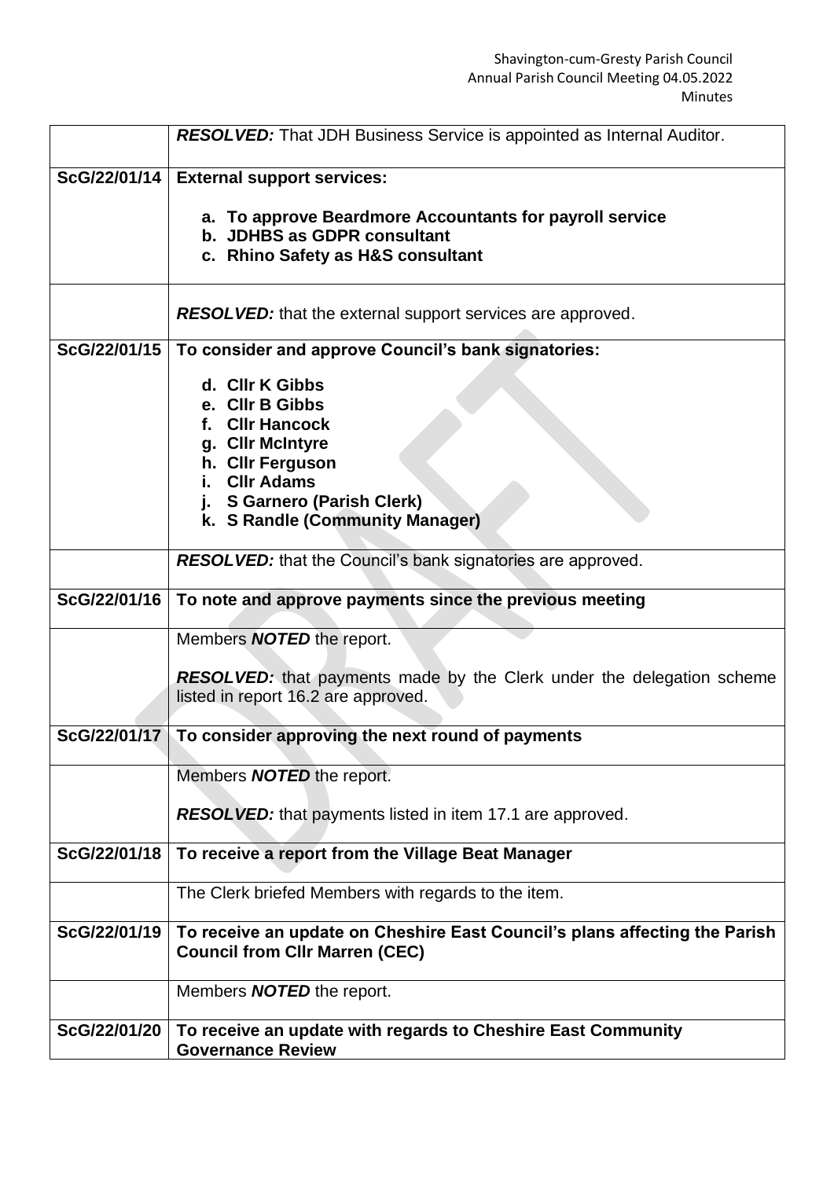| | |
|---|---|
| | ***RESOLVED:*** That JDH Business Service is appointed as Internal Auditor. |
| **ScG/22/01/14** | **External support services:**<br><br>**a. To approve Beardmore Accountants for payroll service**<br>**b. JDHBS as GDPR consultant**<br>**c. Rhino Safety as H&S consultant** |
| | ***RESOLVED:*** that the external support services are approved. |
| **ScG/22/01/15** | **To consider and approve Council's bank signatories:**<br><br>**d. Cllr K Gibbs**<br>**e. Cllr B Gibbs**<br>**f. Cllr Hancock**<br>**g. Cllr McIntyre**<br>**h. Cllr Ferguson**<br>**i. Cllr Adams**<br>**j. S Garnero (Parish Clerk)**<br>**k. S Randle (Community Manager)** |
| | ***RESOLVED:*** that the Council's bank signatories are approved. |
| **ScG/22/01/16** | **To note and approve payments since the previous meeting** |
| | Members ***NOTED*** the report.<br><br>***RESOLVED:*** that payments made by the Clerk under the delegation scheme listed in report 16.2 are approved. |
| **ScG/22/01/17** | **To consider approving the next round of payments** |
| | Members ***NOTED*** the report.<br><br>***RESOLVED:*** that payments listed in item 17.1 are approved. |
| **ScG/22/01/18** | **To receive a report from the Village Beat Manager** |
| | The Clerk briefed Members with regards to the item. |
| **ScG/22/01/19** | **To receive an update on Cheshire East Council's plans affecting the Parish Council from Cllr Marren (CEC)** |
| | Members ***NOTED*** the report. |
| **ScG/22/01/20** | **To receive an update with regards to Cheshire East Community Governance Review** |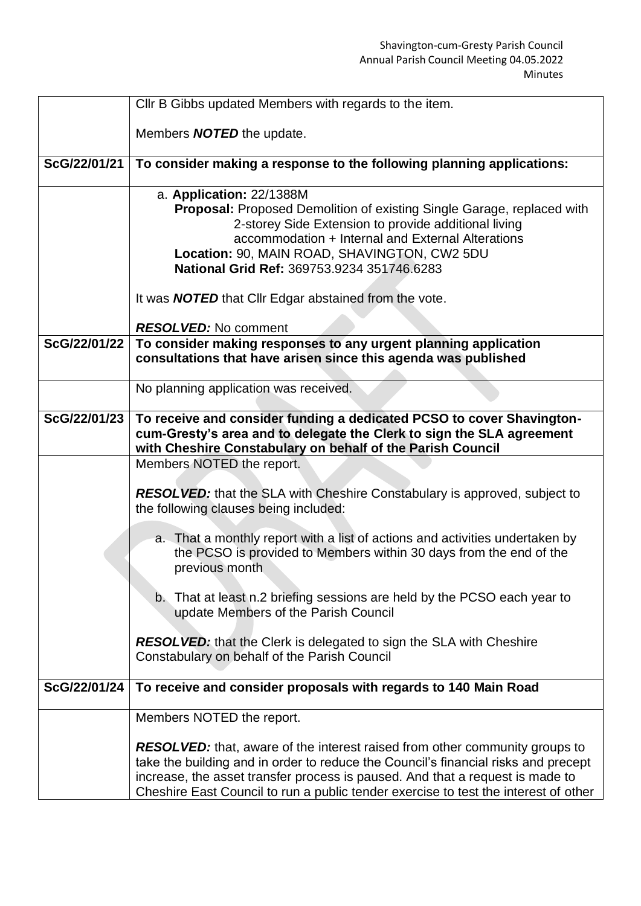| | |
|---|---|
| | Cllr B Gibbs updated Members with regards to the item.<br><br>Members ***NOTED*** the update. |
| **ScG/22/01/21** | **To consider making a response to the following planning applications:** |
| | a. **Application:** 22/1388M<br>**Proposal:** Proposed Demolition of existing Single Garage, replaced with 2-storey Side Extension to provide additional living accommodation + Internal and External Alterations<br>**Location:** 90, MAIN ROAD, SHAVINGTON, CW2 5DU<br>**National Grid Ref:** 369753.9234 351746.6283<br><br>It was ***NOTED*** that Cllr Edgar abstained from the vote.<br><br>***RESOLVED:*** No comment |
| **ScG/22/01/22** | **To consider making responses to any urgent planning application consultations that have arisen since this agenda was published** |
| | No planning application was received. |
| **ScG/22/01/23** | **To receive and consider funding a dedicated PCSO to cover Shavington-cum-Gresty's area and to delegate the Clerk to sign the SLA agreement with Cheshire Constabulary on behalf of the Parish Council** |
| | Members NOTED the report.<br><br>***RESOLVED:*** that the SLA with Cheshire Constabulary is approved, subject to the following clauses being included:<br><br>a. That a monthly report with a list of actions and activities undertaken by the PCSO is provided to Members within 30 days from the end of the previous month<br><br>b. That at least n.2 briefing sessions are held by the PCSO each year to update Members of the Parish Council<br><br>***RESOLVED:*** that the Clerk is delegated to sign the SLA with Cheshire Constabulary on behalf of the Parish Council |
| **ScG/22/01/24** | **To receive and consider proposals with regards to 140 Main Road** |
| | Members NOTED the report.<br><br>***RESOLVED:*** that, aware of the interest raised from other community groups to take the building and in order to reduce the Council's financial risks and precept increase, the asset transfer process is paused. And that a request is made to Cheshire East Council to run a public tender exercise to test the interest of other |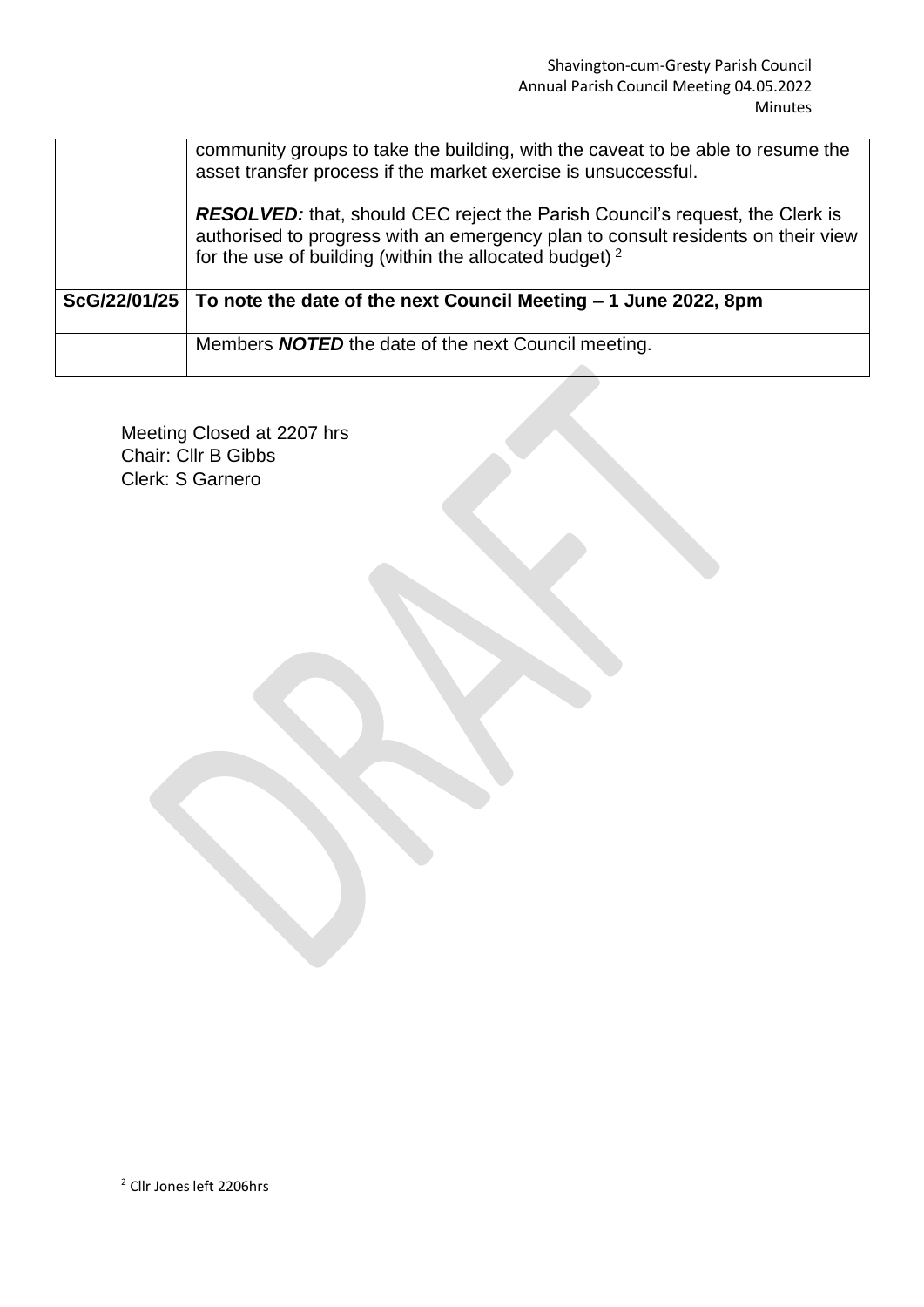| | |
|---|---|
| | community groups to take the building, with the caveat to be able to resume the asset transfer process if the market exercise is unsuccessful.<br><br>***RESOLVED:*** that, should CEC reject the Parish Council's request, the Clerk is authorised to progress with an emergency plan to consult residents on their view for the use of building (within the allocated budget) [2] |
| **ScG/22/01/25** | **To note the date of the next Council Meeting – 1 June 2022, 8pm** |
| | Members ***NOTED*** the date of the next Council meeting. |

Meeting Closed at 2207 hrs
Chair: Cllr B Gibbs
Clerk: S Garnero

[2] Cllr Jones left 2206hrs